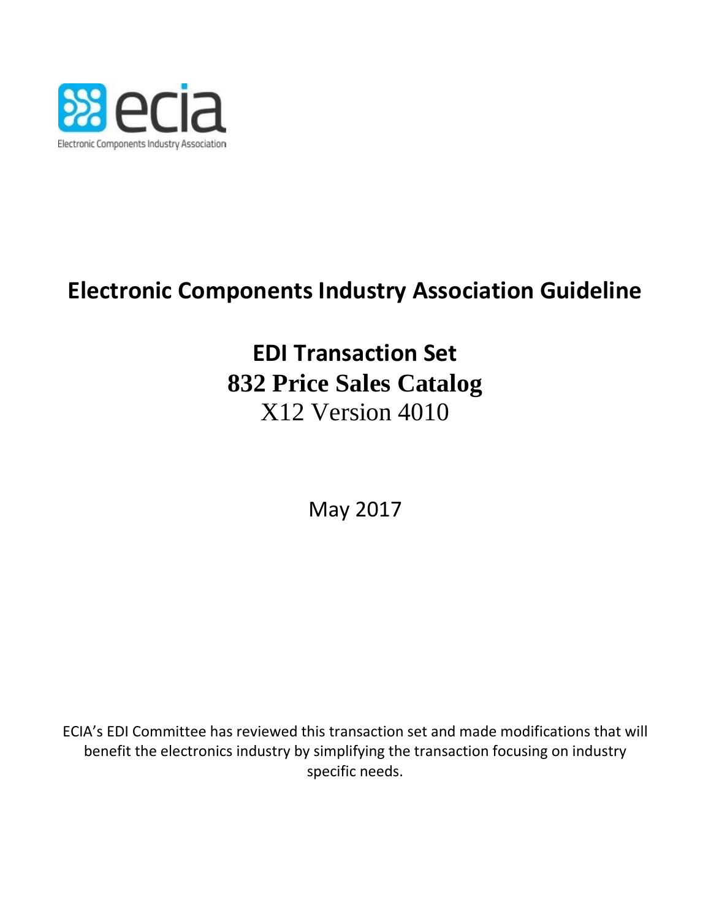ecia

Electronic Components Industry Association

# Electronic Components Industry Association Guideline

## EDI Transaction Set
## 832 Price Sales Catalog
X12 Version 4010

May 2017

ECIA's EDI Committee has reviewed this transaction set and made modifications that will benefit the electronics industry by simplifying the transaction focusing on industry specific needs.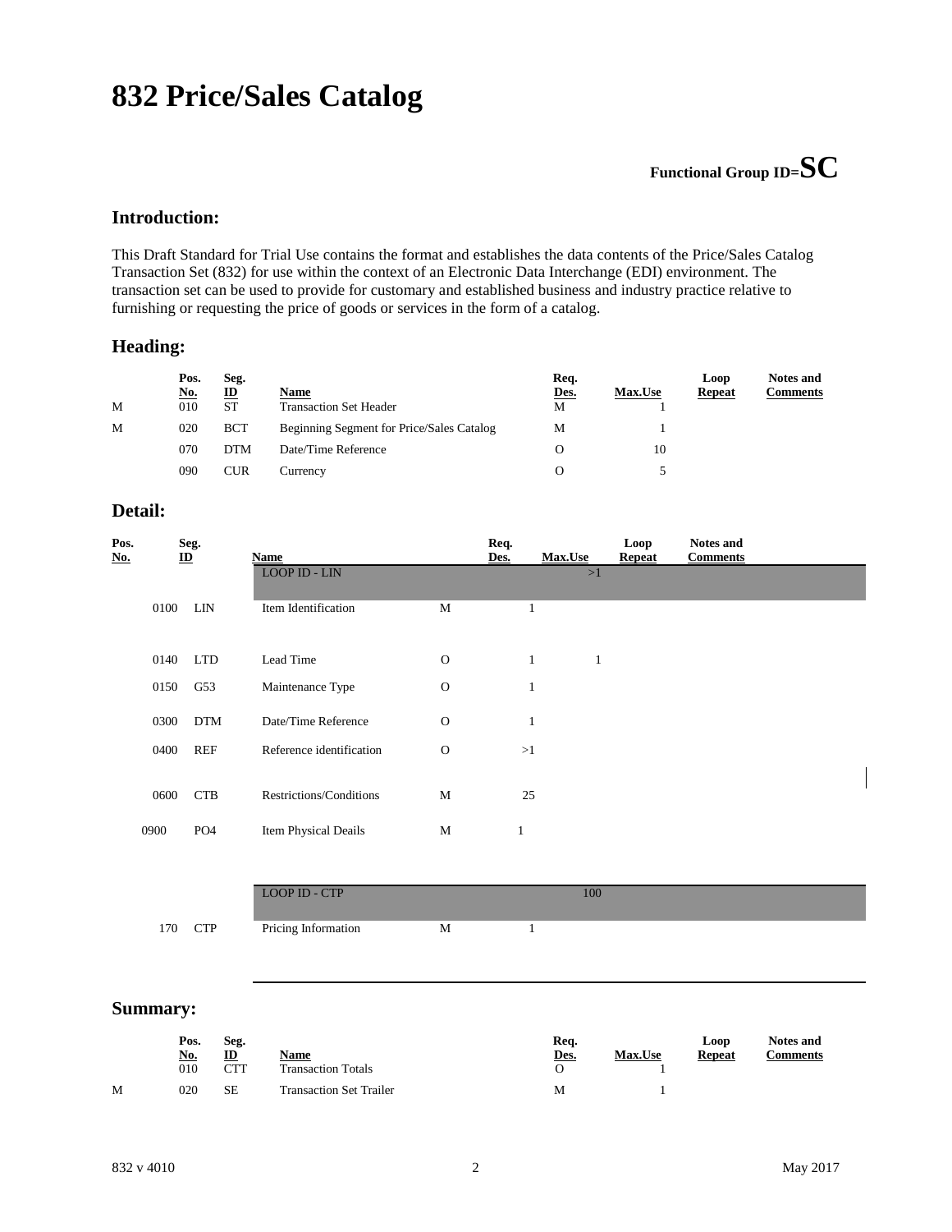# 832 Price/Sales Catalog

**Functional Group ID=SC**

## Introduction:

This Draft Standard for Trial Use contains the format and establishes the data contents of the Price/Sales Catalog Transaction Set (832) for use within the context of an Electronic Data Interchange (EDI) environment. The transaction set can be used to provide for customary and established business and industry practice relative to furnishing or requesting the price of goods or services in the form of a catalog.

## Heading:

| | Pos. No. | Seg. ID | Name | Req. Des. | Max.Use | Loop Repeat | Notes and Comments |
|---|---|---|---|---|---|---|---|
| M | 010 | ST | Transaction Set Header | M | 1 | | |
| M | 020 | BCT | Beginning Segment for Price/Sales Catalog | M | 1 | | |
| | 070 | DTM | Date/Time Reference | O | 10 | | |
| | 090 | CUR | Currency | O | 5 | | |

## Detail:

| Pos. No. | Seg. ID | Name | Req. Des. | Max.Use | Loop Repeat | Notes and Comments |
|---|---|---|---|---|---|---|
| | | LOOP ID - LIN | | | >1 | |
| 0100 | LIN | Item Identification | M | 1 | | |
| 0140 | LTD | Lead Time | O | 1 | 1 | |
| 0150 | G53 | Maintenance Type | O | 1 | | |
| 0300 | DTM | Date/Time Reference | O | 1 | | |
| 0400 | REF | Reference identification | O | >1 | | |
| 0600 | CTB | Restrictions/Conditions | M | 25 | | |
| 0900 | PO4 | Item Physical Deails | M | 1 | | |
| | | LOOP ID - CTP | | | 100 | |
| 170 | CTP | Pricing Information | M | 1 | | |

## Summary:

| | Pos. No. | Seg. ID | Name | Req. Des. | Max.Use | Loop Repeat | Notes and Comments |
|---|---|---|---|---|---|---|---|
| | 010 | CTT | Transaction Totals | O | 1 | | |
| M | 020 | SE | Transaction Set Trailer | M | 1 | | |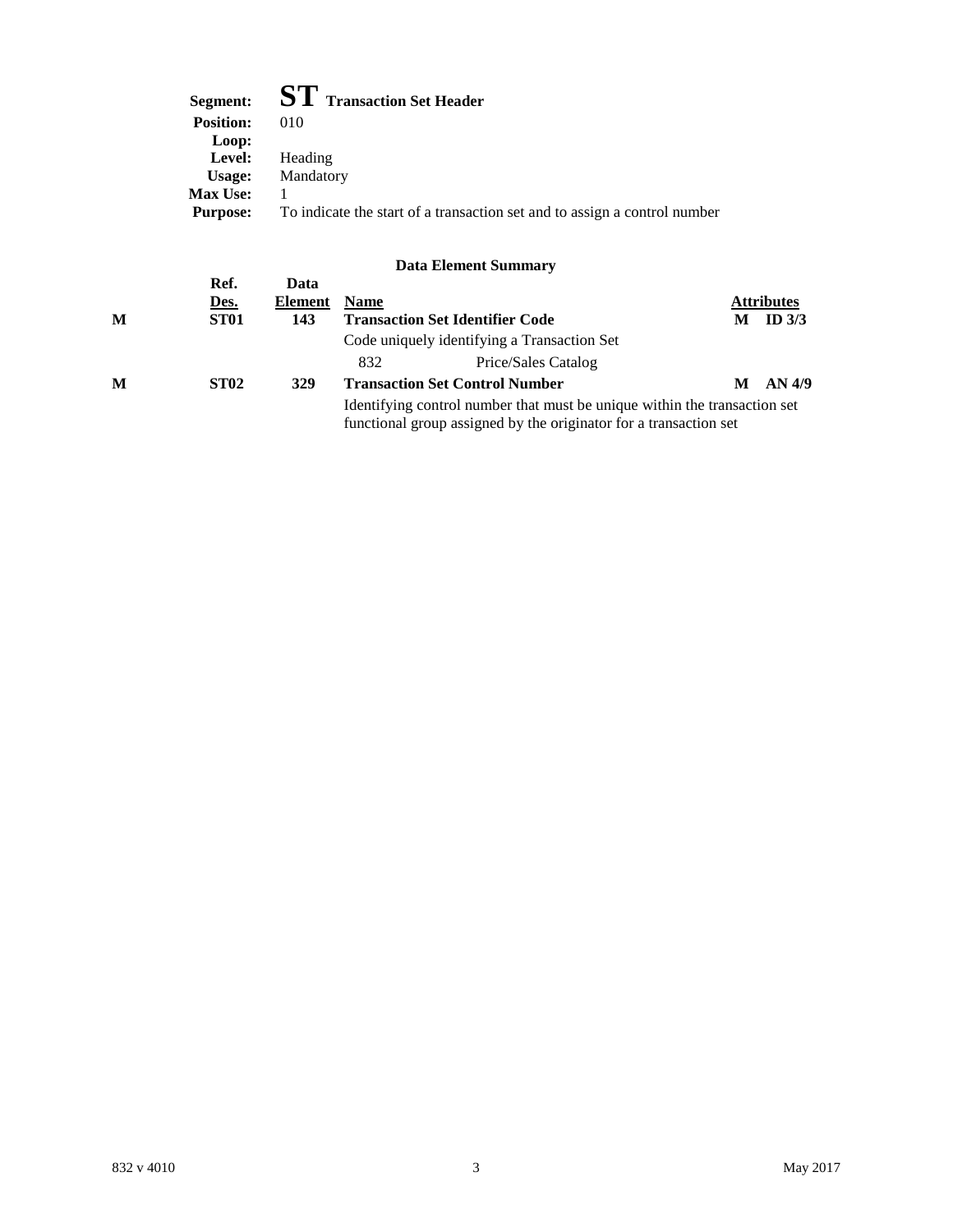**Segment:** **ST** **Transaction Set Header**
**Position:** 010
**Loop:**
**Level:** Heading
**Usage:** Mandatory
**Max Use:** 1
**Purpose:** To indicate the start of a transaction set and to assign a control number

### Data Element Summary

| | Ref. Des. | Data Element | Name | | Attributes |
|---|---|---|---|---|---|
| **M** | **ST01** | **143** | **Transaction Set Identifier Code** | **M** | **ID 3/3** |
| | | | Code uniquely identifying a Transaction Set | | |
| | | | 832 Price/Sales Catalog | | |
| **M** | **ST02** | **329** | **Transaction Set Control Number** | **M** | **AN 4/9** |
| | | | Identifying control number that must be unique within the transaction set functional group assigned by the originator for a transaction set | | |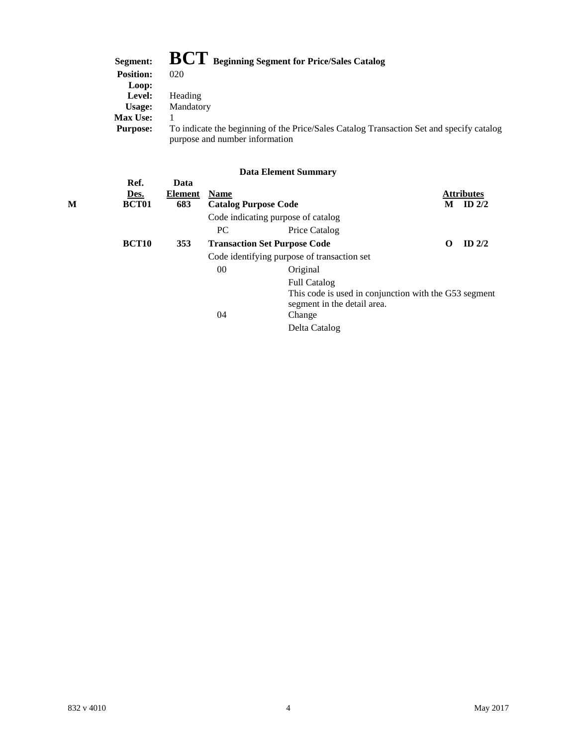**Segment:** **BCT** **Beginning Segment for Price/Sales Catalog**
**Position:** 020
**Loop:**
**Level:** Heading
**Usage:** Mandatory
**Max Use:** 1
**Purpose:** To indicate the beginning of the Price/Sales Catalog Transaction Set and specify catalog purpose and number information

### Data Element Summary

| | Ref. Des. | Data Element | Name | | Attributes | |
|---|---|---|---|---|---|---|
| M | **BCT01** | **683** | **Catalog Purpose Code** | | M | ID 2/2 |
| | | | Code indicating purpose of catalog | | | |
| | | | PC | Price Catalog | | |
| | **BCT10** | **353** | **Transaction Set Purpose Code** | | O | ID 2/2 |
| | | | Code identifying purpose of transaction set | | | |
| | | | 00 | Original<br>Full Catalog<br>This code is used in conjunction with the G53 segment segment in the detail area. | | |
| | | | 04 | Change<br>Delta Catalog | | |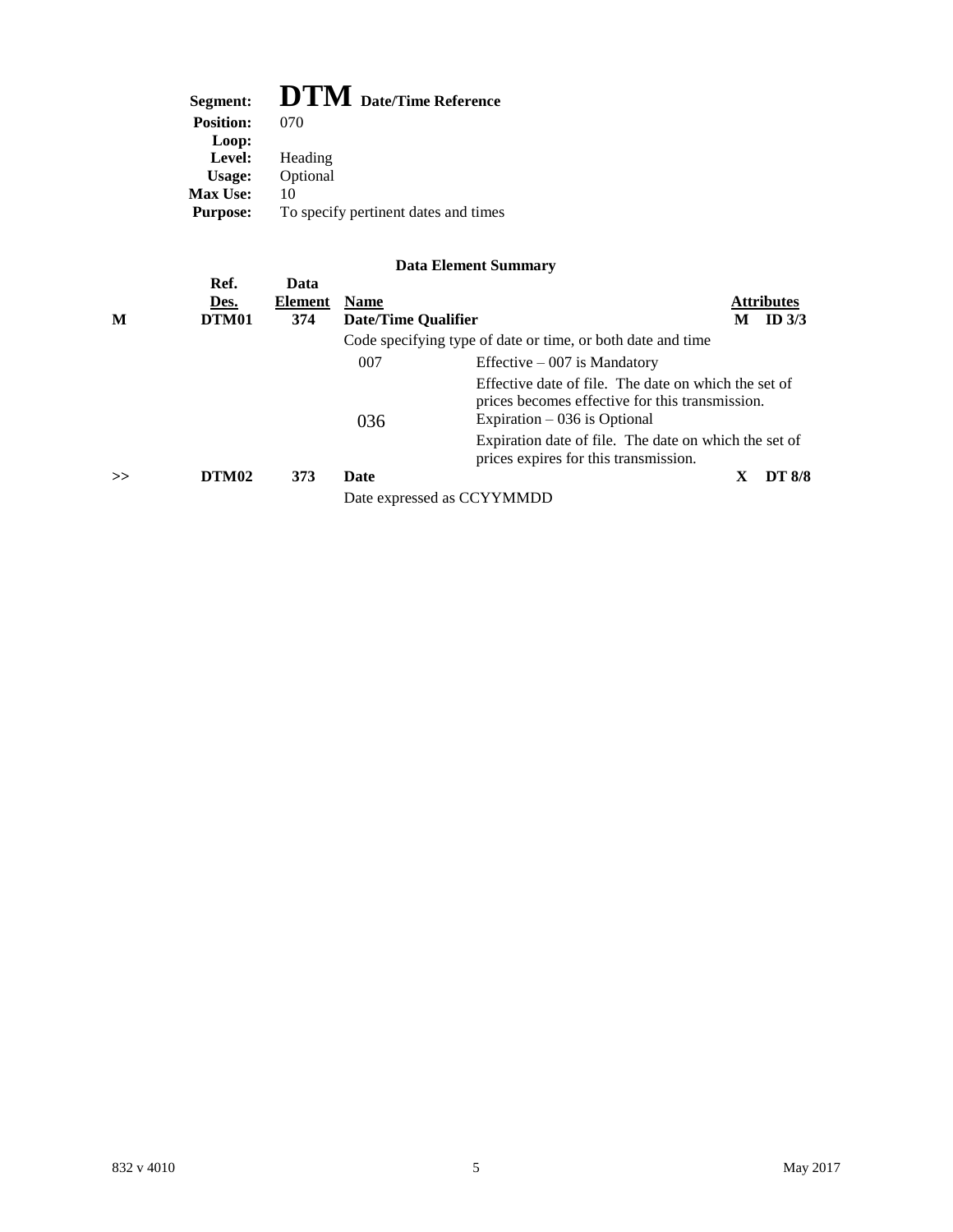**Segment:** **DTM** **Date/Time Reference**
**Position:** 070
**Loop:**
**Level:** Heading
**Usage:** Optional
**Max Use:** 10
**Purpose:** To specify pertinent dates and times

**Data Element Summary**

| | Ref. Des. | Data Element | Name | | Attributes | |
|---|---|---|---|---|---|---|
| **M** | **DTM01** | **374** | **Date/Time Qualifier** | | **M** | **ID 3/3** |
| | | | Code specifying type of date or time, or both date and time | | | |
| | | | 007 | Effective – 007 is Mandatory | | |
| | | | | Effective date of file. The date on which the set of prices becomes effective for this transmission. | | |
| | | | 036 | Expiration – 036 is Optional | | |
| | | | | Expiration date of file. The date on which the set of prices expires for this transmission. | | |
| **>>** | **DTM02** | **373** | **Date** | | **X** | **DT 8/8** |
| | | | Date expressed as CCYYMMDD | | | |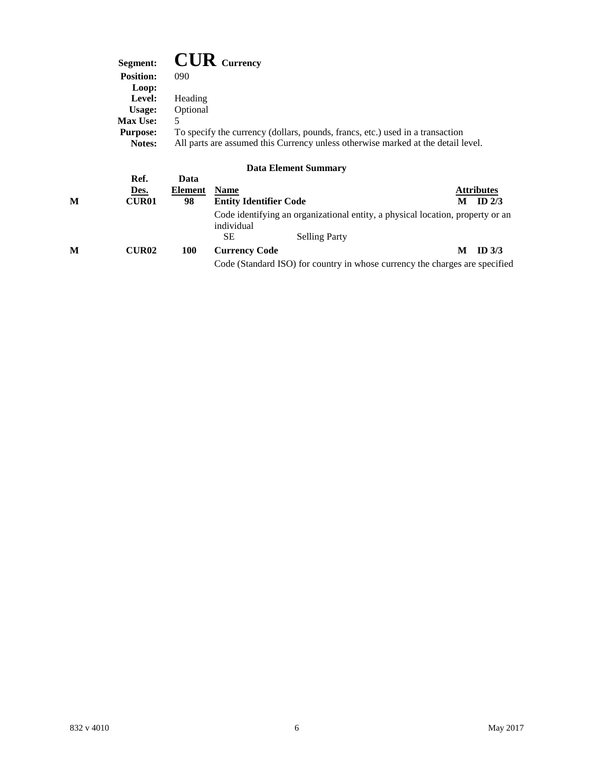**Segment:** **CUR** **Currency**
**Position:** 090
**Loop:**
**Level:** Heading
**Usage:** Optional
**Max Use:** 5
**Purpose:** To specify the currency (dollars, pounds, francs, etc.) used in a transaction
**Notes:** All parts are assumed this Currency unless otherwise marked at the detail level.

### Data Element Summary

| | Ref. Des. | Data Element | Name | | Attributes |
|---|---|---|---|---|---|
| M | CUR01 | 98 | **Entity Identifier Code** | M | ID 2/3 |
| | | | Code identifying an organizational entity, a physical location, property or an individual | | |
| | | | SE — Selling Party | | |
| M | CUR02 | 100 | **Currency Code** | M | ID 3/3 |
| | | | Code (Standard ISO) for country in whose currency the charges are specified | | |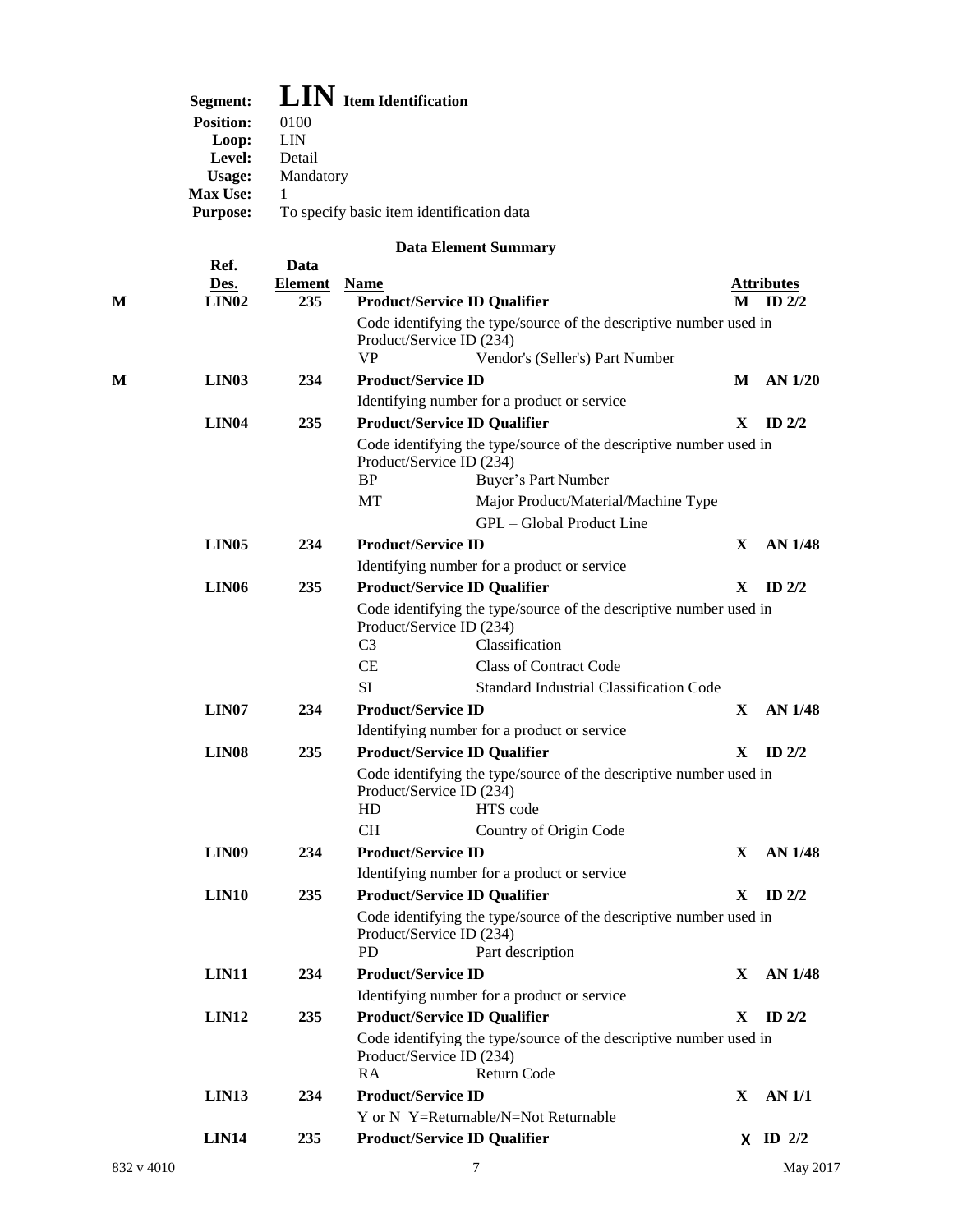**Segment:** **LIN** **Item Identification**
**Position:** 0100
**Loop:** LIN
**Level:** Detail
**Usage:** Mandatory
**Max Use:** 1
**Purpose:** To specify basic item identification data

**Data Element Summary**

| | Ref. Des. | Data Element | Name | | Attributes | |
|---|---|---|---|---|---|---|
| **M** | **LIN02** | **235** | **Product/Service ID Qualifier** | | **M** | **ID 2/2** |
| | | | Code identifying the type/source of the descriptive number used in Product/Service ID (234) | | | |
| | | | VP | Vendor's (Seller's) Part Number | | |
| **M** | **LIN03** | **234** | **Product/Service ID** | | **M** | **AN 1/20** |
| | | | Identifying number for a product or service | | | |
| | **LIN04** | **235** | **Product/Service ID Qualifier** | | **X** | **ID 2/2** |
| | | | Code identifying the type/source of the descriptive number used in Product/Service ID (234) | | | |
| | | | BP | Buyer's Part Number | | |
| | | | MT | Major Product/Material/Machine Type | | |
| | | | | GPL – Global Product Line | | |
| | **LIN05** | **234** | **Product/Service ID** | | **X** | **AN 1/48** |
| | | | Identifying number for a product or service | | | |
| | **LIN06** | **235** | **Product/Service ID Qualifier** | | **X** | **ID 2/2** |
| | | | Code identifying the type/source of the descriptive number used in Product/Service ID (234) | | | |
| | | | C3 | Classification | | |
| | | | CE | Class of Contract Code | | |
| | | | SI | Standard Industrial Classification Code | | |
| | **LIN07** | **234** | **Product/Service ID** | | **X** | **AN 1/48** |
| | | | Identifying number for a product or service | | | |
| | **LIN08** | **235** | **Product/Service ID Qualifier** | | **X** | **ID 2/2** |
| | | | Code identifying the type/source of the descriptive number used in Product/Service ID (234) | | | |
| | | | HD | HTS code | | |
| | | | CH | Country of Origin Code | | |
| | **LIN09** | **234** | **Product/Service ID** | | **X** | **AN 1/48** |
| | | | Identifying number for a product or service | | | |
| | **LIN10** | **235** | **Product/Service ID Qualifier** | | **X** | **ID 2/2** |
| | | | Code identifying the type/source of the descriptive number used in Product/Service ID (234) | | | |
| | | | PD | Part description | | |
| | **LIN11** | **234** | **Product/Service ID** | | **X** | **AN 1/48** |
| | | | Identifying number for a product or service | | | |
| | **LIN12** | **235** | **Product/Service ID Qualifier** | | **X** | **ID 2/2** |
| | | | Code identifying the type/source of the descriptive number used in Product/Service ID (234) | | | |
| | | | RA | Return Code | | |
| | **LIN13** | **234** | **Product/Service ID** | | **X** | **AN 1/1** |
| | | | Y or N Y=Returnable/N=Not Returnable | | | |
| | **LIN14** | **235** | **Product/Service ID Qualifier** | | **X** | **ID 2/2** |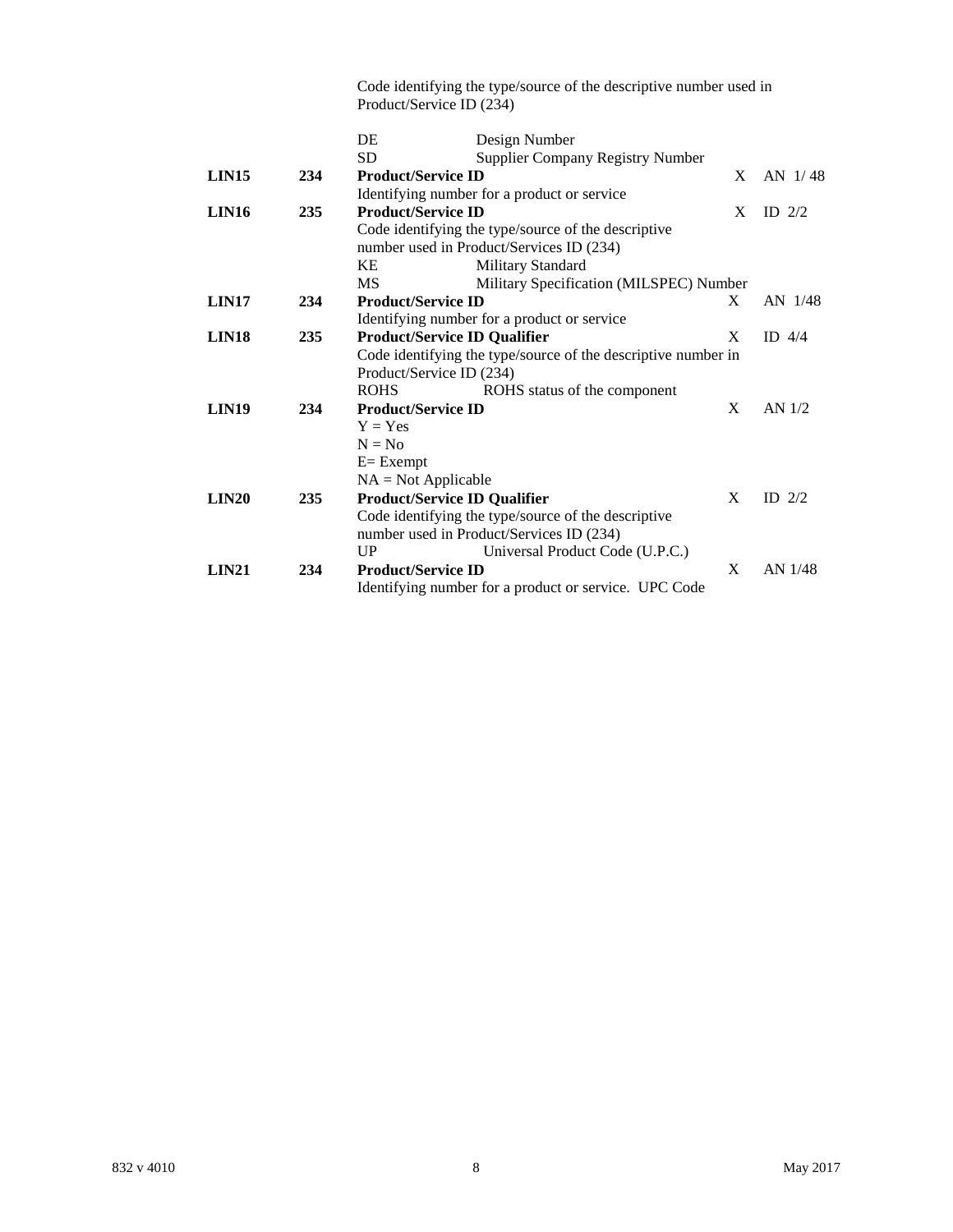| | | | | |
|---|---|---|---|---|
| | | Code identifying the type/source of the descriptive number used in Product/Service ID (234)<br><br>DE Design Number<br>SD Supplier Company Registry Number | | |
| **LIN15** | **234** | **Product/Service ID**<br>Identifying number for a product or service | X | AN 1/ 48 |
| **LIN16** | **235** | **Product/Service ID**<br>Code identifying the type/source of the descriptive number used in Product/Services ID (234)<br>KE Military Standard<br>MS Military Specification (MILSPEC) Number | X | ID 2/2 |
| **LIN17** | **234** | **Product/Service ID**<br>Identifying number for a product or service | X | AN 1/48 |
| **LIN18** | **235** | **Product/Service ID Qualifier**<br>Code identifying the type/source of the descriptive number in Product/Service ID (234)<br>ROHS ROHS status of the component | X | ID 4/4 |
| **LIN19** | **234** | **Product/Service ID**<br>Y = Yes<br>N = No<br>E= Exempt<br>NA = Not Applicable | X | AN 1/2 |
| **LIN20** | **235** | **Product/Service ID Qualifier**<br>Code identifying the type/source of the descriptive number used in Product/Services ID (234)<br>UP Universal Product Code (U.P.C.) | X | ID 2/2 |
| **LIN21** | **234** | **Product/Service ID**<br>Identifying number for a product or service. UPC Code | X | AN 1/48 |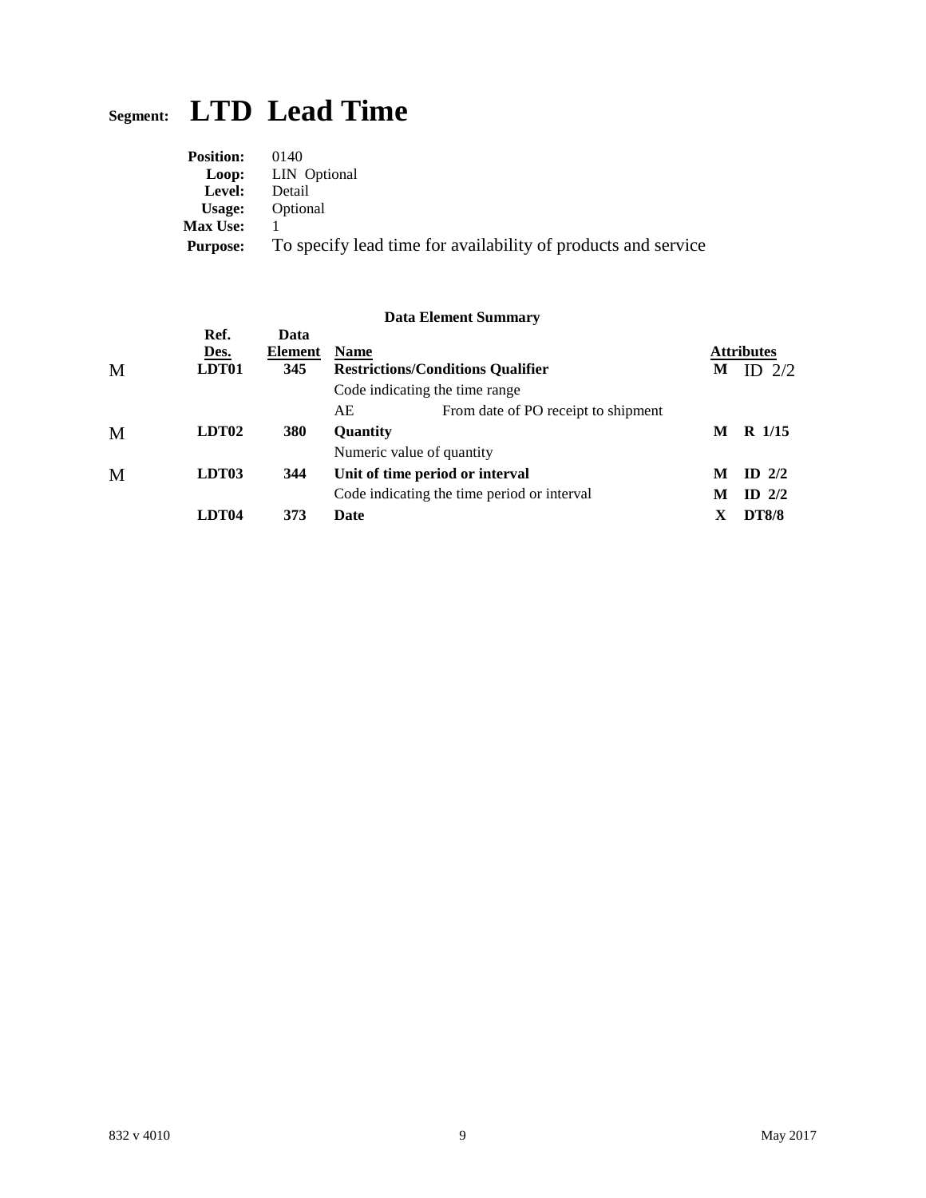# Segment: LTD Lead Time

**Position:** 0140
**Loop:** LIN Optional
**Level:** Detail
**Usage:** Optional
**Max Use:** 1
**Purpose:** To specify lead time for availability of products and service

### Data Element Summary

| | Ref. Des. | Data Element | Name | | Attributes |
|---|---|---|---|---|---|
| M | **LDT01** | **345** | **Restrictions/Conditions Qualifier** | **M** | ID 2/2 |
| | | | Code indicating the time range | | |
| | | | AE — From date of PO receipt to shipment | | |
| M | **LDT02** | **380** | **Quantity** | **M** | **R 1/15** |
| | | | Numeric value of quantity | | |
| M | **LDT03** | **344** | **Unit of time period or interval** | **M** | **ID 2/2** |
| | | | Code indicating the time period or interval | **M** | **ID 2/2** |
| | **LDT04** | **373** | **Date** | **X** | **DT8/8** |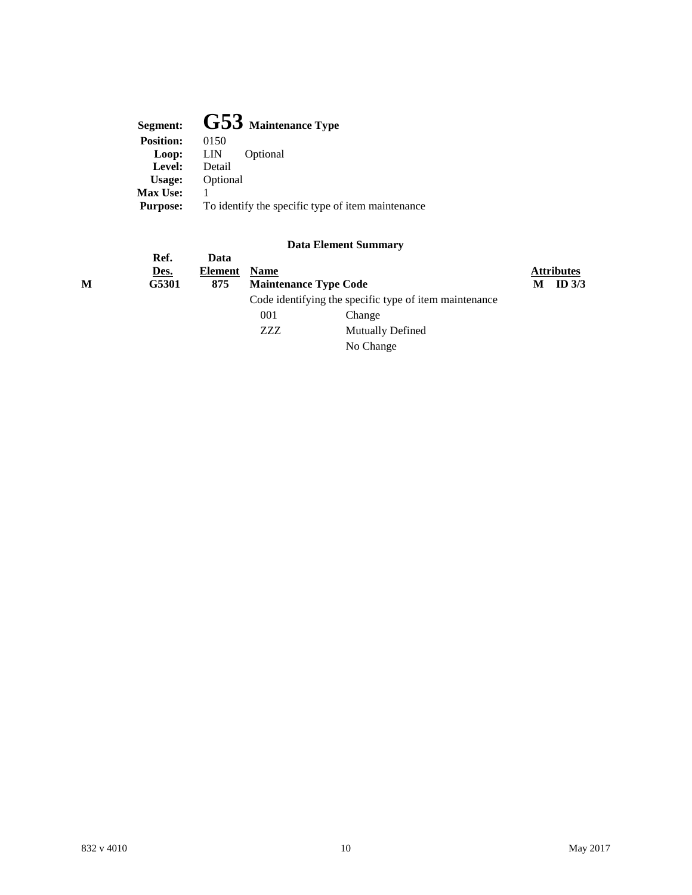**Segment:** **G53** **Maintenance Type**
**Position:** 0150
**Loop:** LIN Optional
**Level:** Detail
**Usage:** Optional
**Max Use:** 1
**Purpose:** To identify the specific type of item maintenance

### Data Element Summary

| | Ref. Des. | Data Element | Name | | Attributes |
|---|---|---|---|---|---|
| **M** | **G5301** | **875** | **Maintenance Type Code** | | **M ID 3/3** |
| | | | Code identifying the specific type of item maintenance | | |
| | | | 001 | Change | |
| | | | ZZZ | Mutually Defined | |
| | | | | No Change | |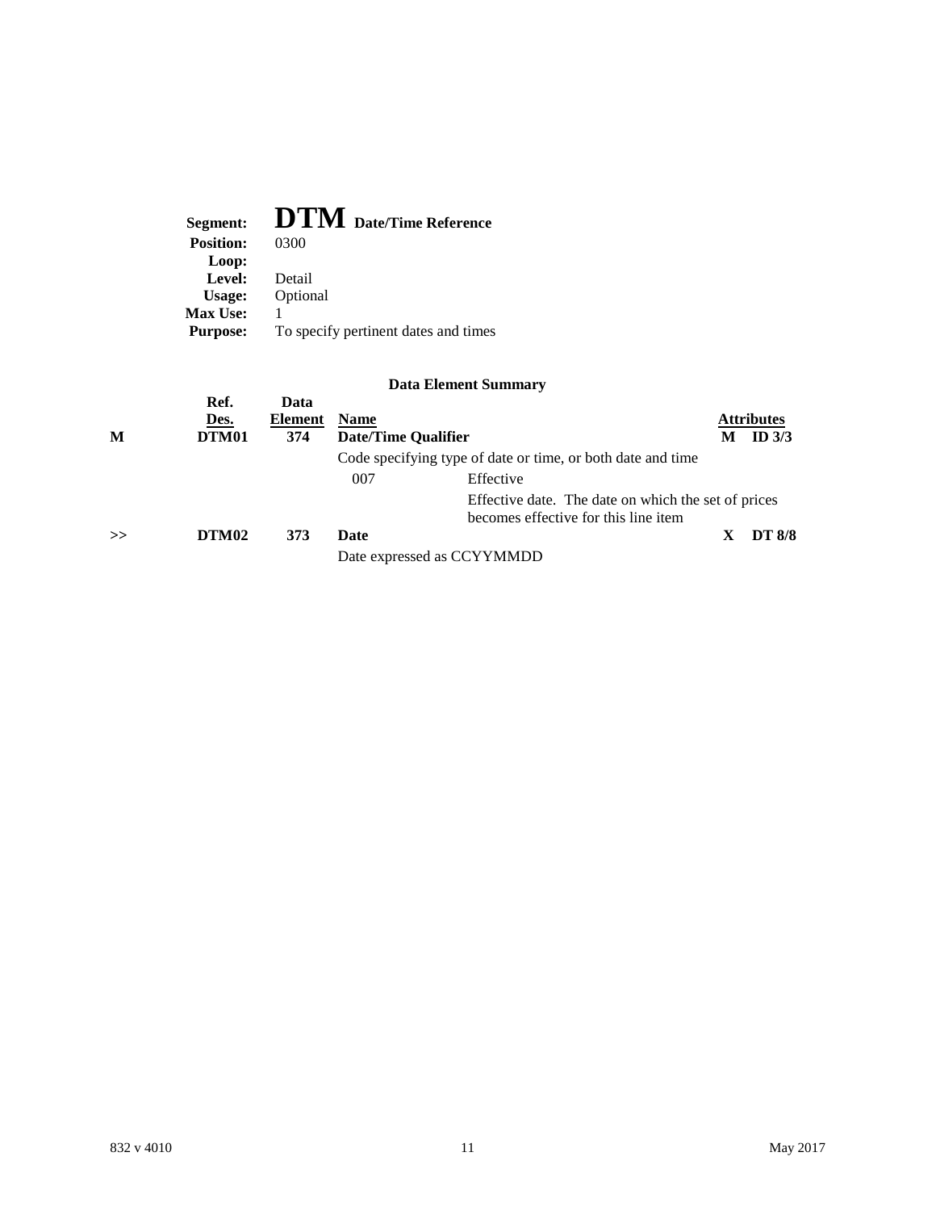**Segment:** **DTM** **Date/Time Reference**
**Position:** 0300
**Loop:**
**Level:** Detail
**Usage:** Optional
**Max Use:** 1
**Purpose:** To specify pertinent dates and times

### Data Element Summary

| | Ref. Des. | Data Element | Name | | Attributes | |
|---|---|---|---|---|---|---|
| M | DTM01 | 374 | **Date/Time Qualifier** | | M | ID 3/3 |
| | | | Code specifying type of date or time, or both date and time | | | |
| | | | 007 | Effective | | |
| | | | | Effective date. The date on which the set of prices becomes effective for this line item | | |
| >> | DTM02 | 373 | **Date** | | X | DT 8/8 |
| | | | Date expressed as CCYYMMDD | | | |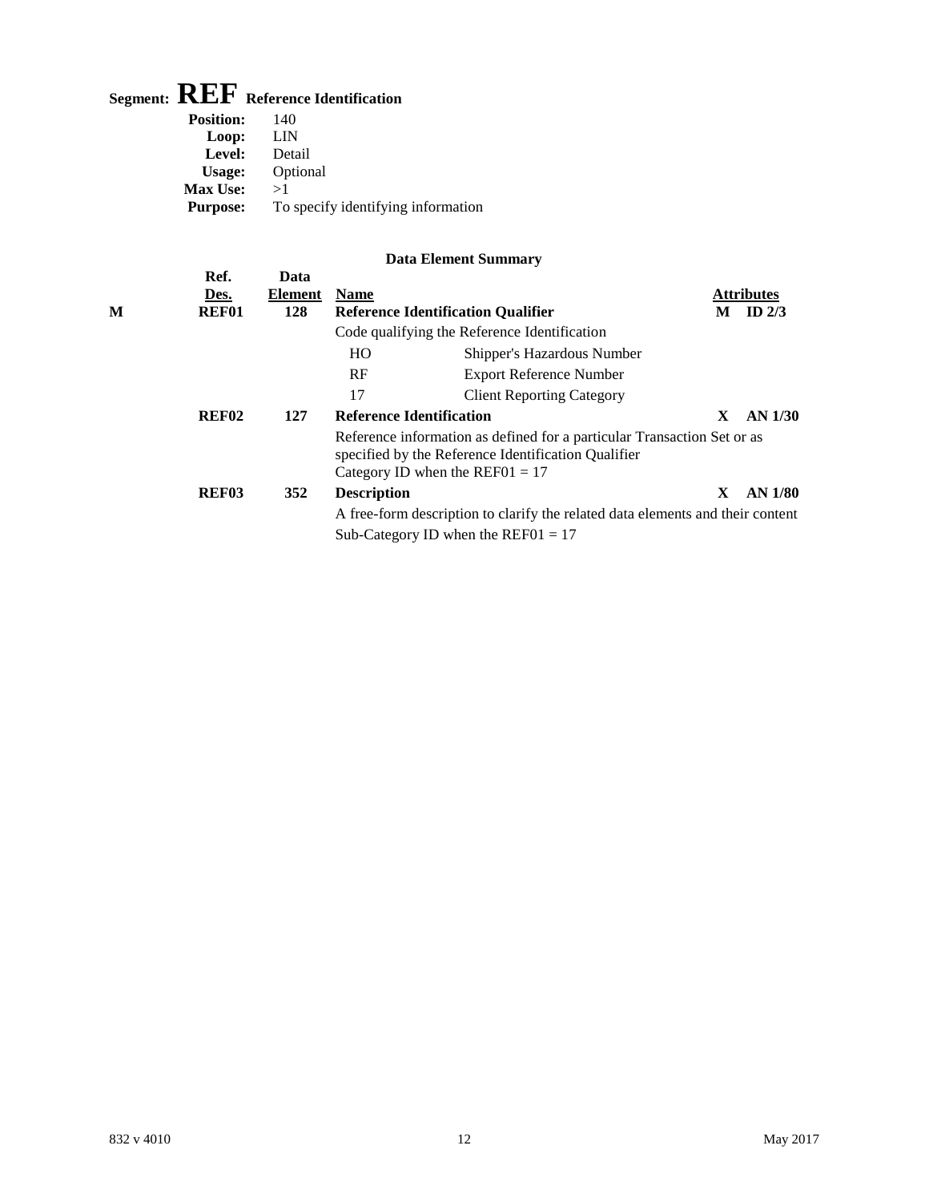# Segment: REF Reference Identification

**Position:** 140
**Loop:** LIN
**Level:** Detail
**Usage:** Optional
**Max Use:** >1
**Purpose:** To specify identifying information

### Data Element Summary

| | Ref. Des. | Data Element | Name | | Attributes |
|---|---|---|---|---|---|
| M | **REF01** | **128** | **Reference Identification Qualifier** | **M** | **ID 2/3** |
| | | | Code qualifying the Reference Identification | | |
| | | | HO — Shipper's Hazardous Number | | |
| | | | RF — Export Reference Number | | |
| | | | 17 — Client Reporting Category | | |
| | **REF02** | **127** | **Reference Identification** | **X** | **AN 1/30** |
| | | | Reference information as defined for a particular Transaction Set or as specified by the Reference Identification Qualifier<br>Category ID when the REF01 = 17 | | |
| | **REF03** | **352** | **Description** | **X** | **AN 1/80** |
| | | | A free-form description to clarify the related data elements and their content<br>Sub-Category ID when the REF01 = 17 | | |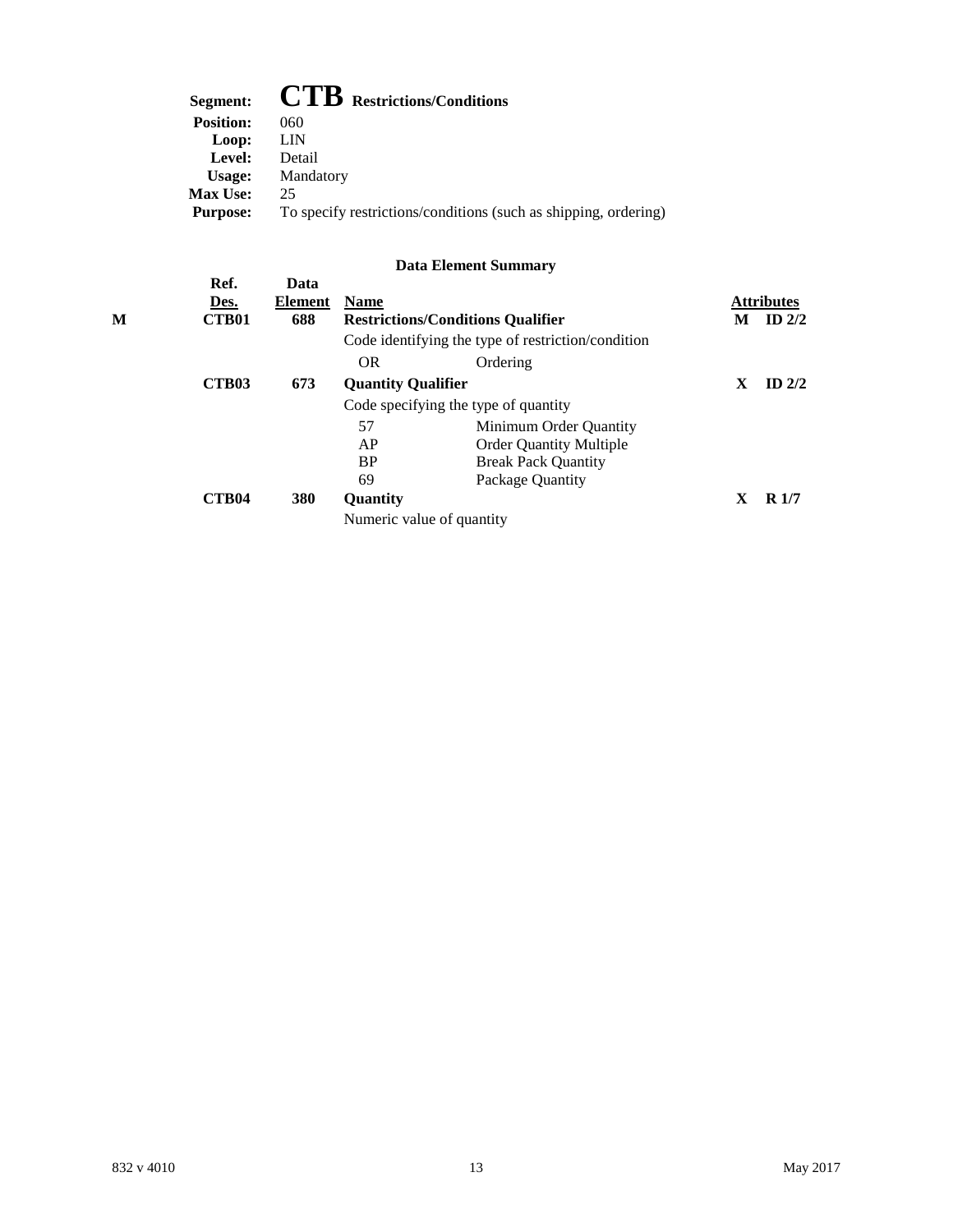**Segment:** **CTB** **Restrictions/Conditions**
**Position:** 060
**Loop:** LIN
**Level:** Detail
**Usage:** Mandatory
**Max Use:** 25
**Purpose:** To specify restrictions/conditions (such as shipping, ordering)

### Data Element Summary

| | Ref. Des. | Data Element | Name | | Attributes | |
|---|---|---|---|---|---|---|
| M | **CTB01** | **688** | **Restrictions/Conditions Qualifier** | | **M** | **ID 2/2** |
| | | | Code identifying the type of restriction/condition | | | |
| | | | OR | Ordering | | |
| | **CTB03** | **673** | **Quantity Qualifier** | | **X** | **ID 2/2** |
| | | | Code specifying the type of quantity | | | |
| | | | 57 | Minimum Order Quantity | | |
| | | | AP | Order Quantity Multiple | | |
| | | | BP | Break Pack Quantity | | |
| | | | 69 | Package Quantity | | |
| | **CTB04** | **380** | **Quantity** | | **X** | **R 1/7** |
| | | | Numeric value of quantity | | | |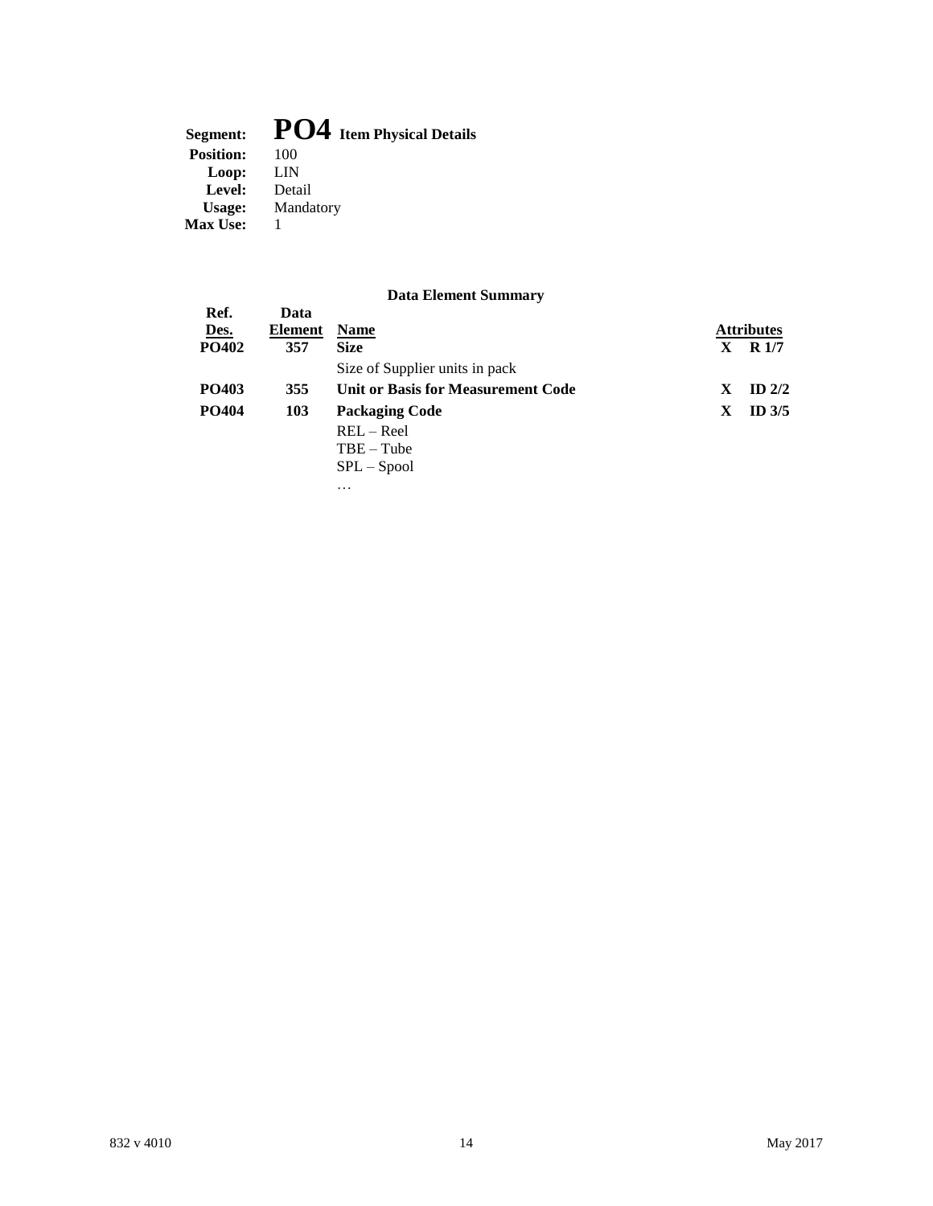**Segment:** **PO4 Item Physical Details**
**Position:** 100
**Loop:** LIN
**Level:** Detail
**Usage:** Mandatory
**Max Use:** 1

**Data Element Summary**

| Ref. Des. | Data Element | Name | Attributes | |
|---|---|---|---|---|
| **PO402** | **357** | **Size** | **X** | **R 1/7** |
| | | Size of Supplier units in pack | | |
| **PO403** | **355** | **Unit or Basis for Measurement Code** | **X** | **ID 2/2** |
| **PO404** | **103** | **Packaging Code** | **X** | **ID 3/5** |
| | | REL – Reel<br>TBE – Tube<br>SPL – Spool<br>… | | |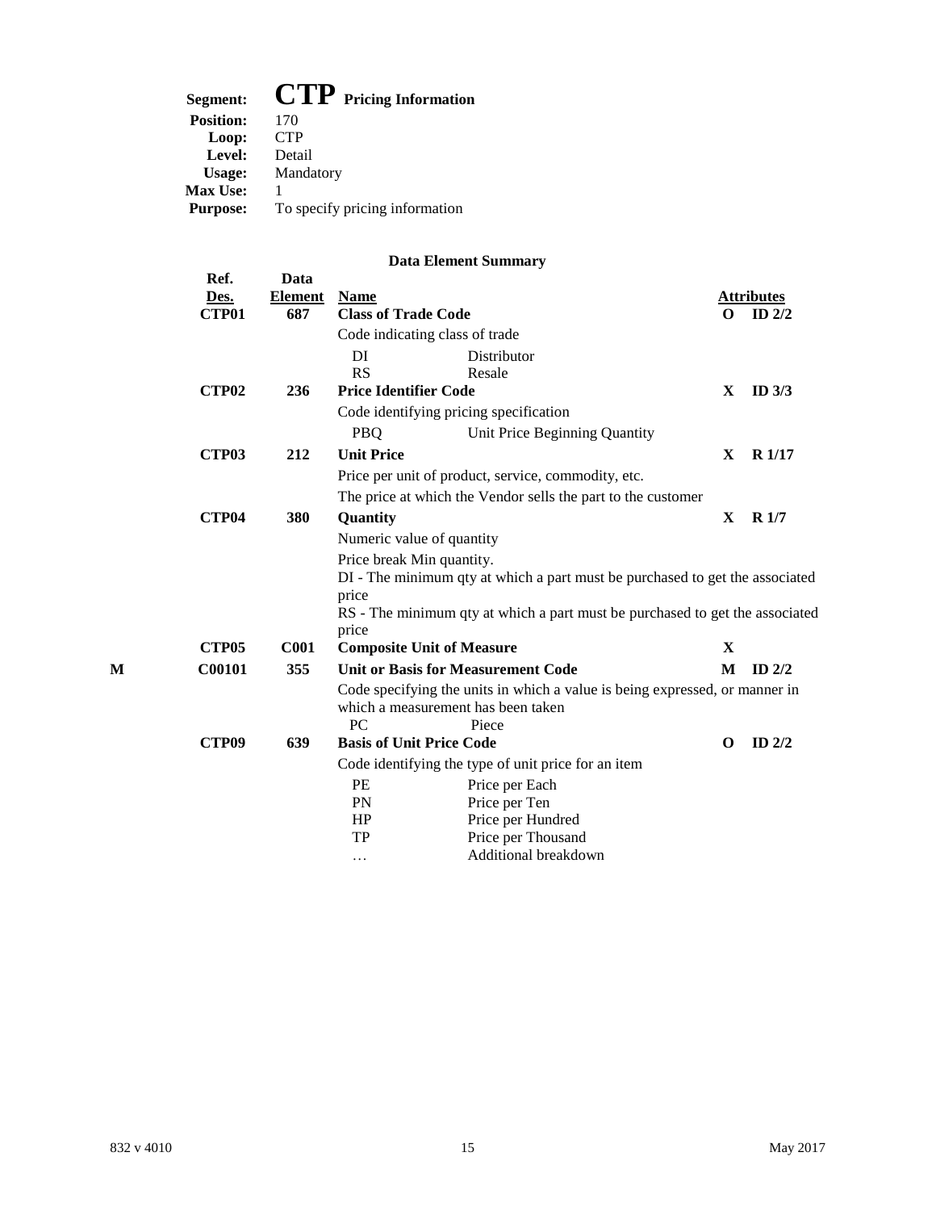**Segment:** **CTP** **Pricing Information**
**Position:** 170
**Loop:** CTP
**Level:** Detail
**Usage:** Mandatory
**Max Use:** 1
**Purpose:** To specify pricing information

### Data Element Summary

| | Ref. Des. | Data Element | Name | | Attributes | |
|---|---|---|---|---|---|---|
| | **CTP01** | **687** | **Class of Trade Code** | | **O** | **ID 2/2** |
| | | | Code indicating class of trade | | | |
| | | | DI | Distributor | | |
| | | | RS | Resale | | |
| | **CTP02** | **236** | **Price Identifier Code** | | **X** | **ID 3/3** |
| | | | Code identifying pricing specification | | | |
| | | | PBQ | Unit Price Beginning Quantity | | |
| | **CTP03** | **212** | **Unit Price** | | **X** | **R 1/17** |
| | | | Price per unit of product, service, commodity, etc. | | | |
| | | | The price at which the Vendor sells the part to the customer | | | |
| | **CTP04** | **380** | **Quantity** | | **X** | **R 1/7** |
| | | | Numeric value of quantity | | | |
| | | | Price break Min quantity.<br>DI - The minimum qty at which a part must be purchased to get the associated price<br>RS - The minimum qty at which a part must be purchased to get the associated price | | | |
| | **CTP05** | **C001** | **Composite Unit of Measure** | | **X** | |
| **M** | **C00101** | **355** | **Unit or Basis for Measurement Code** | | **M** | **ID 2/2** |
| | | | Code specifying the units in which a value is being expressed, or manner in which a measurement has been taken | | | |
| | | | PC | Piece | | |
| | **CTP09** | **639** | **Basis of Unit Price Code** | | **O** | **ID 2/2** |
| | | | Code identifying the type of unit price for an item | | | |
| | | | PE | Price per Each | | |
| | | | PN | Price per Ten | | |
| | | | HP | Price per Hundred | | |
| | | | TP | Price per Thousand | | |
| | | | … | Additional breakdown | | |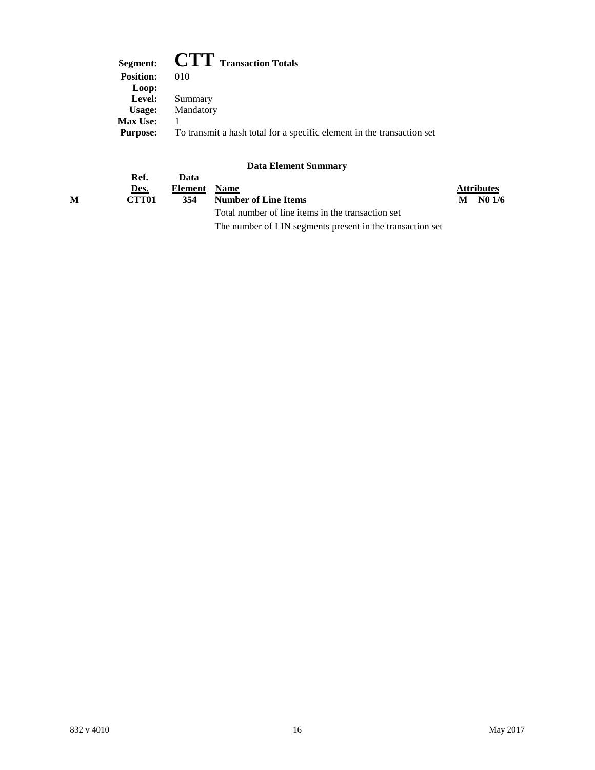**Segment:** **CTT** **Transaction Totals**
**Position:** 010
**Loop:**
**Level:** Summary
**Usage:** Mandatory
**Max Use:** 1
**Purpose:** To transmit a hash total for a specific element in the transaction set

### Data Element Summary

| | Ref. Des. | Data Element | Name | Attributes |
|---|---|---|---|---|
| M | CTT01 | 354 | **Number of Line Items** | M N0 1/6 |
| | | | Total number of line items in the transaction set | |
| | | | The number of LIN segments present in the transaction set | |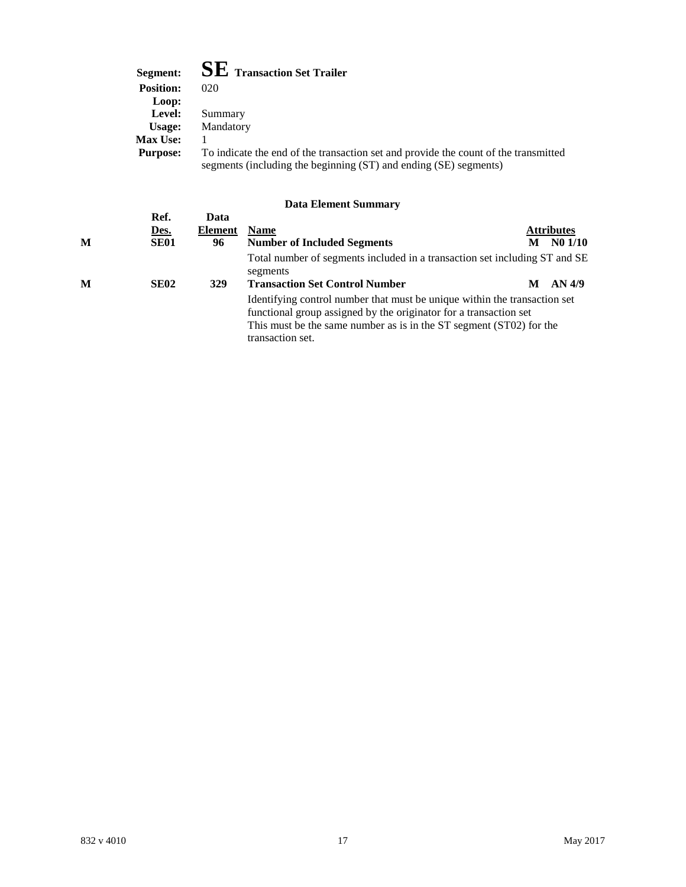**Segment:** **SE** **Transaction Set Trailer**
**Position:** 020
**Loop:**
**Level:** Summary
**Usage:** Mandatory
**Max Use:** 1
**Purpose:** To indicate the end of the transaction set and provide the count of the transmitted segments (including the beginning (ST) and ending (SE) segments)

**Data Element Summary**

| | Ref. Des. | Data Element | Name | Attributes |
|---|---|---|---|---|
| M | **SE01** | **96** | **Number of Included Segments** | **M N0 1/10** |
| | | | Total number of segments included in a transaction set including ST and SE segments | |
| M | **SE02** | **329** | **Transaction Set Control Number** | **M AN 4/9** |
| | | | Identifying control number that must be unique within the transaction set functional group assigned by the originator for a transaction set<br>This must be the same number as is in the ST segment (ST02) for the transaction set. | |